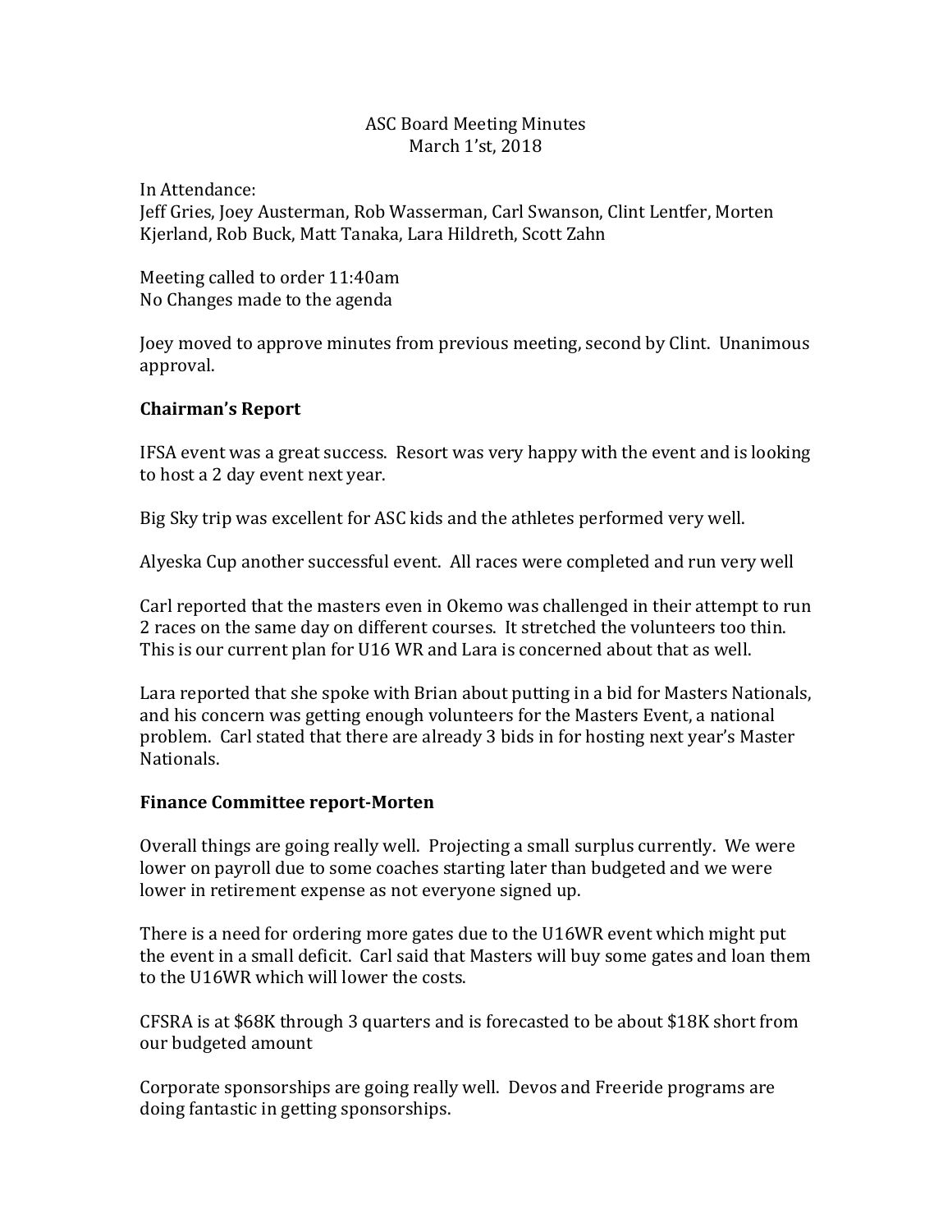ASC Board Meeting Minutes
March 1'st, 2018

In Attendance:
Jeff Gries, Joey Austerman, Rob Wasserman, Carl Swanson, Clint Lentfer, Morten Kjerland, Rob Buck, Matt Tanaka, Lara Hildreth, Scott Zahn

Meeting called to order 11:40am
No Changes made to the agenda

Joey moved to approve minutes from previous meeting, second by Clint. Unanimous approval.

**Chairman's Report**

IFSA event was a great success. Resort was very happy with the event and is looking to host a 2 day event next year.

Big Sky trip was excellent for ASC kids and the athletes performed very well.

Alyeska Cup another successful event. All races were completed and run very well

Carl reported that the masters even in Okemo was challenged in their attempt to run 2 races on the same day on different courses. It stretched the volunteers too thin. This is our current plan for U16 WR and Lara is concerned about that as well.

Lara reported that she spoke with Brian about putting in a bid for Masters Nationals, and his concern was getting enough volunteers for the Masters Event, a national problem. Carl stated that there are already 3 bids in for hosting next year's Master Nationals.

**Finance Committee report-Morten**

Overall things are going really well. Projecting a small surplus currently. We were lower on payroll due to some coaches starting later than budgeted and we were lower in retirement expense as not everyone signed up.

There is a need for ordering more gates due to the U16WR event which might put the event in a small deficit. Carl said that Masters will buy some gates and loan them to the U16WR which will lower the costs.

CFSRA is at $68K through 3 quarters and is forecasted to be about $18K short from our budgeted amount

Corporate sponsorships are going really well. Devos and Freeride programs are doing fantastic in getting sponsorships.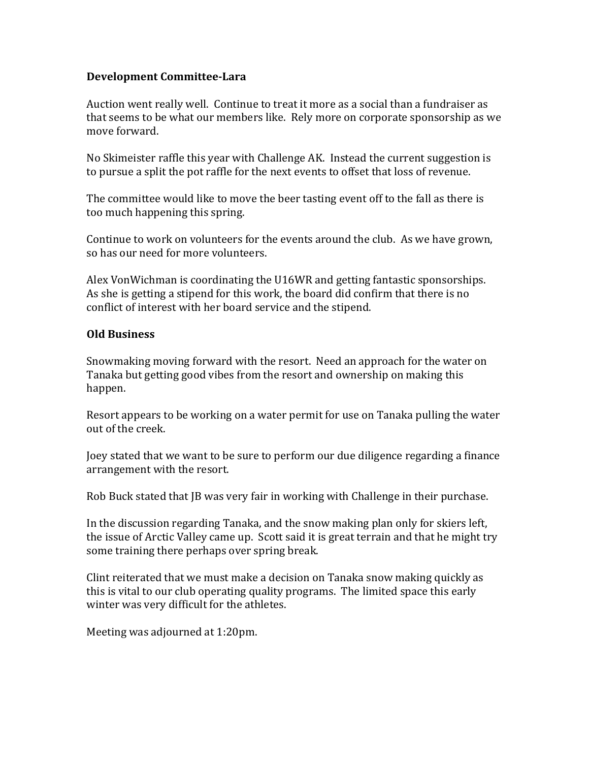**Development Committee-Lara**

Auction went really well. Continue to treat it more as a social than a fundraiser as that seems to be what our members like. Rely more on corporate sponsorship as we move forward.

No Skimeister raffle this year with Challenge AK. Instead the current suggestion is to pursue a split the pot raffle for the next events to offset that loss of revenue.

The committee would like to move the beer tasting event off to the fall as there is too much happening this spring.

Continue to work on volunteers for the events around the club. As we have grown, so has our need for more volunteers.

Alex VonWichman is coordinating the U16WR and getting fantastic sponsorships. As she is getting a stipend for this work, the board did confirm that there is no conflict of interest with her board service and the stipend.

**Old Business**

Snowmaking moving forward with the resort. Need an approach for the water on Tanaka but getting good vibes from the resort and ownership on making this happen.

Resort appears to be working on a water permit for use on Tanaka pulling the water out of the creek.

Joey stated that we want to be sure to perform our due diligence regarding a finance arrangement with the resort.

Rob Buck stated that JB was very fair in working with Challenge in their purchase.

In the discussion regarding Tanaka, and the snow making plan only for skiers left, the issue of Arctic Valley came up. Scott said it is great terrain and that he might try some training there perhaps over spring break.

Clint reiterated that we must make a decision on Tanaka snow making quickly as this is vital to our club operating quality programs. The limited space this early winter was very difficult for the athletes.

Meeting was adjourned at 1:20pm.